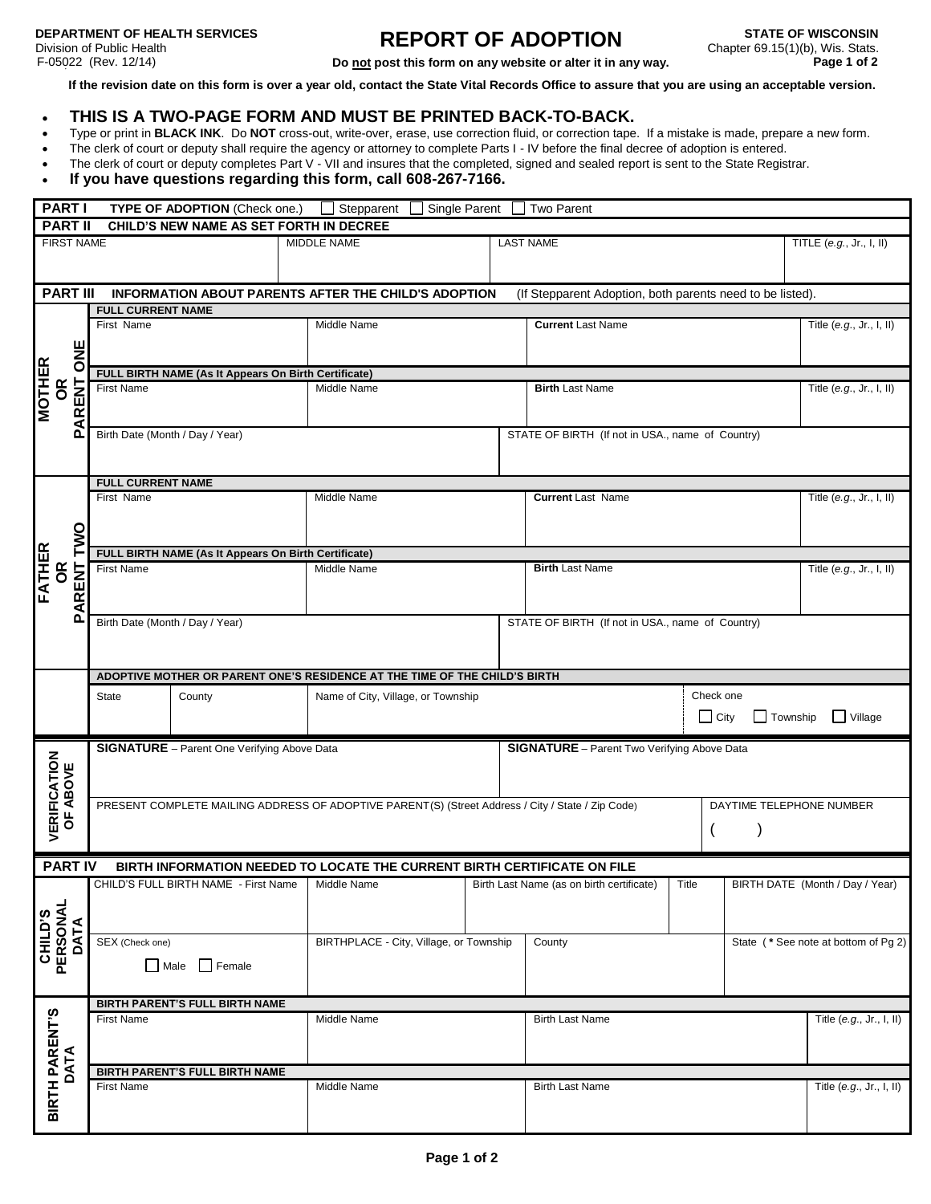DEPARTMENT OF HEALTH SERVICES
Division of Public Health
F-05022 (Rev. 12/14)

# REPORT OF ADOPTION

**Do not post this form on any website or alter it in any way.**

**STATE OF WISCONSIN**
Chapter 69.15(1)(b), Wis. Stats.

**If the revision date on this form is over a year old, contact the State Vital Records Office to assure that you are using an acceptable version.**

- **THIS IS A TWO-PAGE FORM AND MUST BE PRINTED BACK-TO-BACK.**
- Type or print in **BLACK INK**. Do **NOT** cross-out, write-over, erase, use correction fluid, or correction tape. If a mistake is made, prepare a new form.
- The clerk of court or deputy shall require the agency or attorney to complete Parts I - IV before the final decree of adoption is entered.
- The clerk of court or deputy completes Part V - VII and insures that the completed, signed and sealed report is sent to the State Registrar.
- **If you have questions regarding this form, call 608-267-7166.**

**PART I TYPE OF ADOPTION** (Check one.) ☐ Stepparent ☐ Single Parent ☐ Two Parent

**PART II CHILD'S NEW NAME AS SET FORTH IN DECREE**

| FIRST NAME | MIDDLE NAME | LAST NAME | TITLE (*e.g.*, Jr., I, II) |
|---|---|---|---|
| | | | |

**PART III INFORMATION ABOUT PARENTS AFTER THE CHILD'S ADOPTION** (If Stepparent Adoption, both parents need to be listed).

**MOTHER OR PARENT ONE**

**FULL CURRENT NAME**

| First Name | Middle Name | **Current** Last Name | Title (*e.g.*, Jr., I, II) |
|---|---|---|---|
| | | | |

**FULL BIRTH NAME (As It Appears On Birth Certificate)**

| First Name | Middle Name | **Birth** Last Name | Title (*e.g.*, Jr., I, II) |
|---|---|---|---|
| | | | |

| Birth Date (Month / Day / Year) | STATE OF BIRTH (If not in USA., name of Country) |
|---|---|
| | |

**FATHER OR PARENT TWO**

**FULL CURRENT NAME**

| First Name | Middle Name | **Current** Last Name | Title (*e.g.*, Jr., I, II) |
|---|---|---|---|
| | | | |

**FULL BIRTH NAME (As It Appears On Birth Certificate)**

| First Name | Middle Name | **Birth** Last Name | Title (*e.g.*, Jr., I, II) |
|---|---|---|---|
| | | | |

| Birth Date (Month / Day / Year) | STATE OF BIRTH (If not in USA., name of Country) |
|---|---|
| | |

**ADOPTIVE MOTHER OR PARENT ONE'S RESIDENCE AT THE TIME OF THE CHILD'S BIRTH**

| State | County | Name of City, Village, or Township | Check one |
|---|---|---|---|
| | | | ☐ City ☐ Township ☐ Village |

**VERIFICATION OF ABOVE**

| **SIGNATURE** – Parent One Verifying Above Data | **SIGNATURE** – Parent Two Verifying Above Data |
|---|---|
| | |

| PRESENT COMPLETE MAILING ADDRESS OF ADOPTIVE PARENT(S) (Street Address / City / State / Zip Code) | DAYTIME TELEPHONE NUMBER |
|---|---|
| | ( ) |

**PART IV BIRTH INFORMATION NEEDED TO LOCATE THE CURRENT BIRTH CERTIFICATE ON FILE**

**CHILD'S PERSONAL DATA**

| CHILD'S FULL BIRTH NAME - First Name | Middle Name | Birth Last Name (as on birth certificate) | Title | BIRTH DATE (Month / Day / Year) |
|---|---|---|---|---|
| | | | | |

| SEX (Check one) | BIRTHPLACE - City, Village, or Township | County | State ( * See note at bottom of Pg 2) |
|---|---|---|---|
| ☐ Male ☐ Female | | | |

**BIRTH PARENT'S DATA**

**BIRTH PARENT'S FULL BIRTH NAME**

| First Name | Middle Name | Birth Last Name | Title (*e.g.*, Jr., I, II) |
|---|---|---|---|
| | | | |

**BIRTH PARENT'S FULL BIRTH NAME**

| First Name | Middle Name | Birth Last Name | Title (*e.g.*, Jr., I, II) |
|---|---|---|---|
| | | | |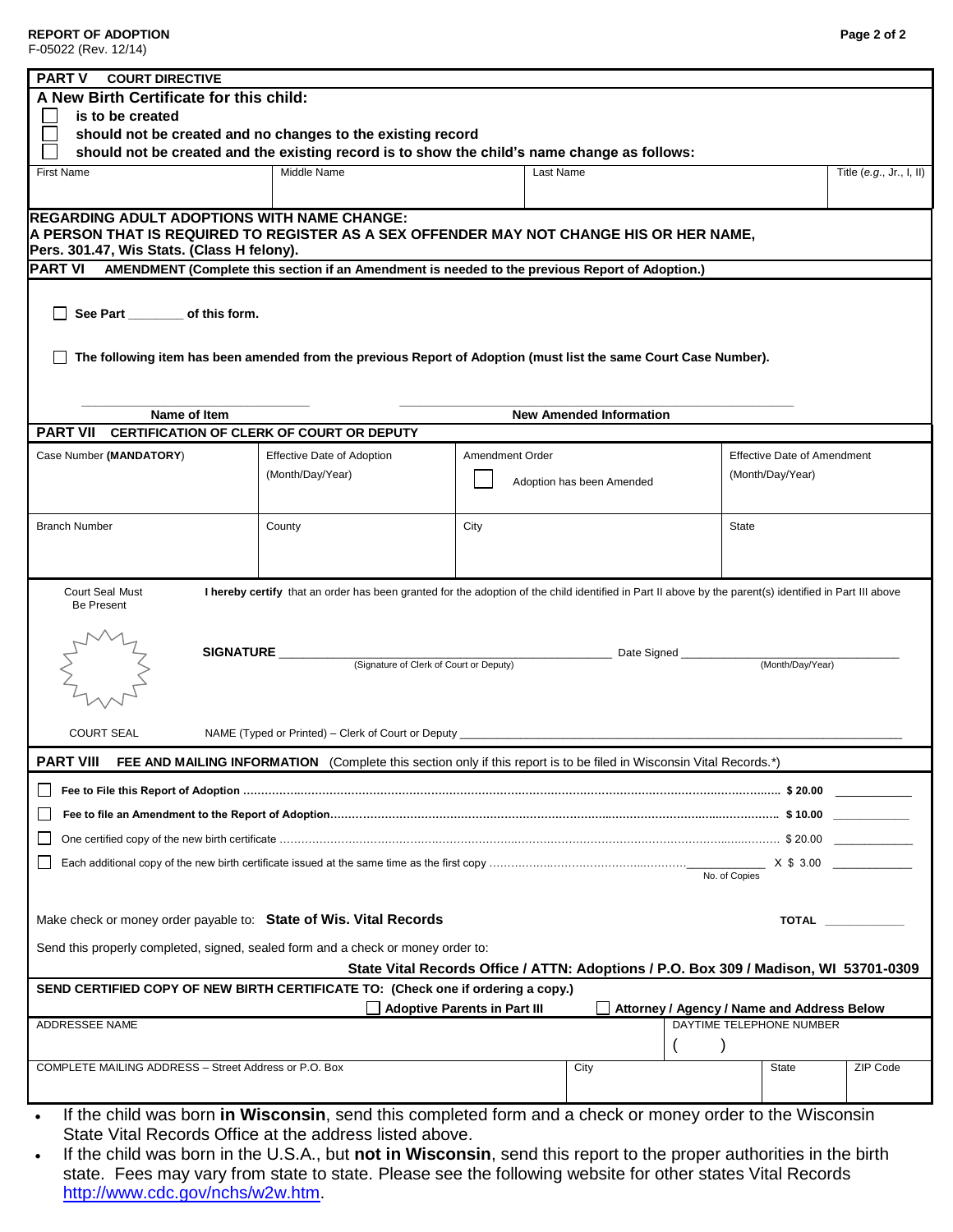**REPORT OF ADOPTION**
F-05022 (Rev. 12/14)

## PART V COURT DIRECTIVE

**A New Birth Certificate for this child:**

- ☐ **is to be created**
- ☐ **should not be created and no changes to the existing record**
- ☐ **should not be created and the existing record is to show the child's name change as follows:**

| First Name | Middle Name | Last Name | Title (*e.g.*, Jr., I, II) |
|---|---|---|---|
| | | | |

**REGARDING ADULT ADOPTIONS WITH NAME CHANGE:**
**A PERSON THAT IS REQUIRED TO REGISTER AS A SEX OFFENDER MAY NOT CHANGE HIS OR HER NAME, Pers. 301.47, Wis Stats. (Class H felony).**

## PART VI AMENDMENT (Complete this section if an Amendment is needed to the previous Report of Adoption.)

☐ **See Part ________ of this form.**

☐ **The following item has been amended from the previous Report of Adoption (must list the same Court Case Number).**

______________________________ ______________________________
**Name of Item** **New Amended Information**

## PART VII CERTIFICATION OF CLERK OF COURT OR DEPUTY

| Case Number **(MANDATORY)** | Effective Date of Adoption (Month/Day/Year) | Amendment Order | Effective Date of Amendment (Month/Day/Year) |
|---|---|---|---|
| | | ☐ Adoption has been Amended | |
| Branch Number | County | City | State |
| | | | |

Court Seal Must Be Present

**I hereby certify** that an order has been granted for the adoption of the child identified in Part II above by the parent(s) identified in Part III above

**SIGNATURE** ______________________________ Date Signed ______________________________
(Signature of Clerk of Court or Deputy) (Month/Day/Year)

COURT SEAL

NAME (Typed or Printed) – Clerk of Court or Deputy ______________________________

## PART VIII FEE AND MAILING INFORMATION (Complete this section only if this report is to be filed in Wisconsin Vital Records.*)

| | | | |
|---|---|---|---|
| ☐ | **Fee to File this Report of Adoption** | **$ 20.00** | ________ |
| ☐ | **Fee to file an Amendment to the Report of Adoption** | **$ 10.00** | ________ |
| ☐ | One certified copy of the new birth certificate | $ 20.00 | ________ |
| ☐ | Each additional copy of the new birth certificate issued at the same time as the first copy ________ No. of Copies | X $ 3.00 | ________ |

Make check or money order payable to: **State of Wis. Vital Records** **TOTAL** ________

Send this properly completed, signed, sealed form and a check or money order to:

**State Vital Records Office / ATTN: Adoptions / P.O. Box 309 / Madison, WI 53701-0309**

**SEND CERTIFIED COPY OF NEW BIRTH CERTIFICATE TO: (Check one if ordering a copy.)**

☐ **Adoptive Parents in Part III** ☐ **Attorney / Agency / Name and Address Below**

| ADDRESSEE NAME | | DAYTIME TELEPHONE NUMBER ( ) | |
|---|---|---|---|
| COMPLETE MAILING ADDRESS – Street Address or P.O. Box | City | State | ZIP Code |
| | | | |

- If the child was born **in Wisconsin**, send this completed form and a check or money order to the Wisconsin State Vital Records Office at the address listed above.
- If the child was born in the U.S.A., but **not in Wisconsin**, send this report to the proper authorities in the birth state. Fees may vary from state to state. Please see the following website for other states Vital Records http://www.cdc.gov/nchs/w2w.htm.